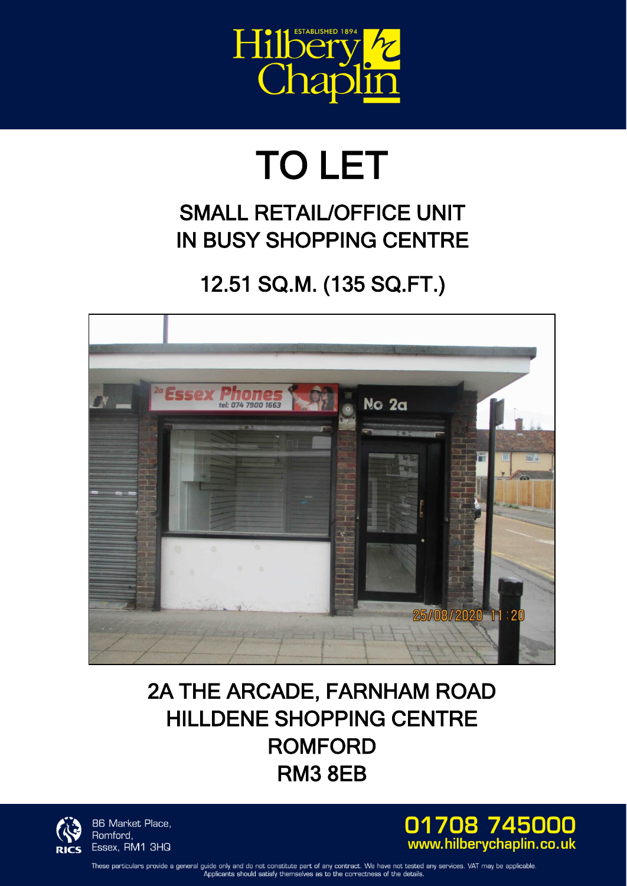# TO LET

## SMALL RETAIL/OFFICE UNIT IN BUSY SHOPPING CENTRE

## 12.51 SQ.M. (135 SQ.FT.)

## 2A THE ARCADE, FARNHAM ROAD
## HILLDENE SHOPPING CENTRE
## ROMFORD
## RM3 8EB

86 Market Place,
Romford,
Essex, RM1 3HQ

**01708 745000**
**www.hilberychaplin.co.uk**

These particulars provide a general guide only and do not constitute part of any contract. We have not tested any services. VAT may be applicable. Applicants should satisfy themselves as to the correctness of the details.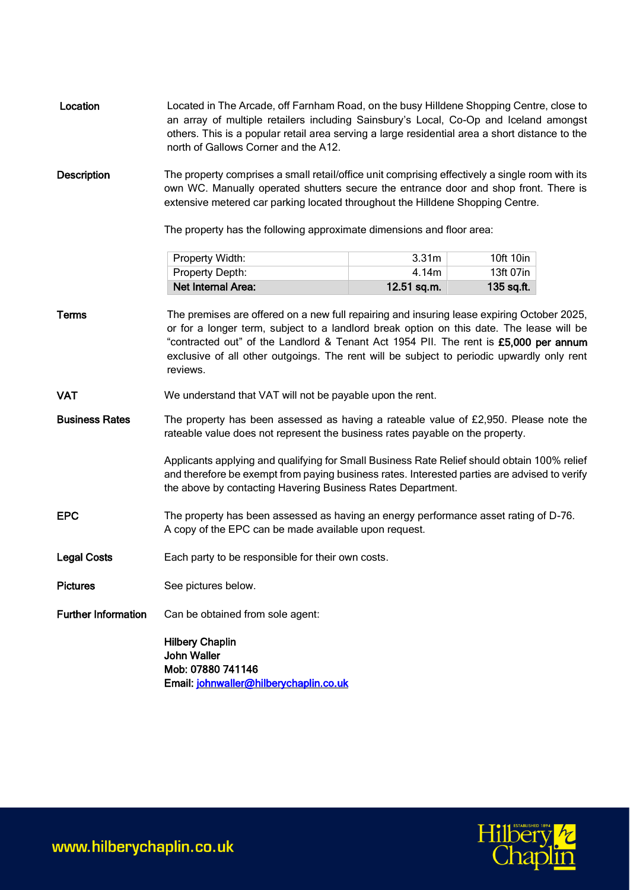**Location**

Located in The Arcade, off Farnham Road, on the busy Hilldene Shopping Centre, close to an array of multiple retailers including Sainsbury's Local, Co-Op and Iceland amongst others. This is a popular retail area serving a large residential area a short distance to the north of Gallows Corner and the A12.

**Description**

The property comprises a small retail/office unit comprising effectively a single room with its own WC. Manually operated shutters secure the entrance door and shop front. There is extensive metered car parking located throughout the Hilldene Shopping Centre.

The property has the following approximate dimensions and floor area:

| | | |
|---|---|---|
| Property Width: | 3.31m | 10ft 10in |
| Property Depth: | 4.14m | 13ft 07in |
| **Net Internal Area:** | **12.51 sq.m.** | **135 sq.ft.** |

**Terms**

The premises are offered on a new full repairing and insuring lease expiring October 2025, or for a longer term, subject to a landlord break option on this date. The lease will be "contracted out" of the Landlord & Tenant Act 1954 PII. The rent is **£5,000 per annum** exclusive of all other outgoings. The rent will be subject to periodic upwardly only rent reviews.

**VAT**

We understand that VAT will not be payable upon the rent.

**Business Rates**

The property has been assessed as having a rateable value of £2,950. Please note the rateable value does not represent the business rates payable on the property.

Applicants applying and qualifying for Small Business Rate Relief should obtain 100% relief and therefore be exempt from paying business rates. Interested parties are advised to verify the above by contacting Havering Business Rates Department.

**EPC**

The property has been assessed as having an energy performance asset rating of D-76. A copy of the EPC can be made available upon request.

**Legal Costs**

Each party to be responsible for their own costs.

**Pictures**

See pictures below.

**Further Information**

Can be obtained from sole agent:

**Hilbery Chaplin**
**John Waller**
**Mob: 07880 741146**
**Email: johnwaller@hilberychaplin.co.uk**

www.hilberychaplin.co.uk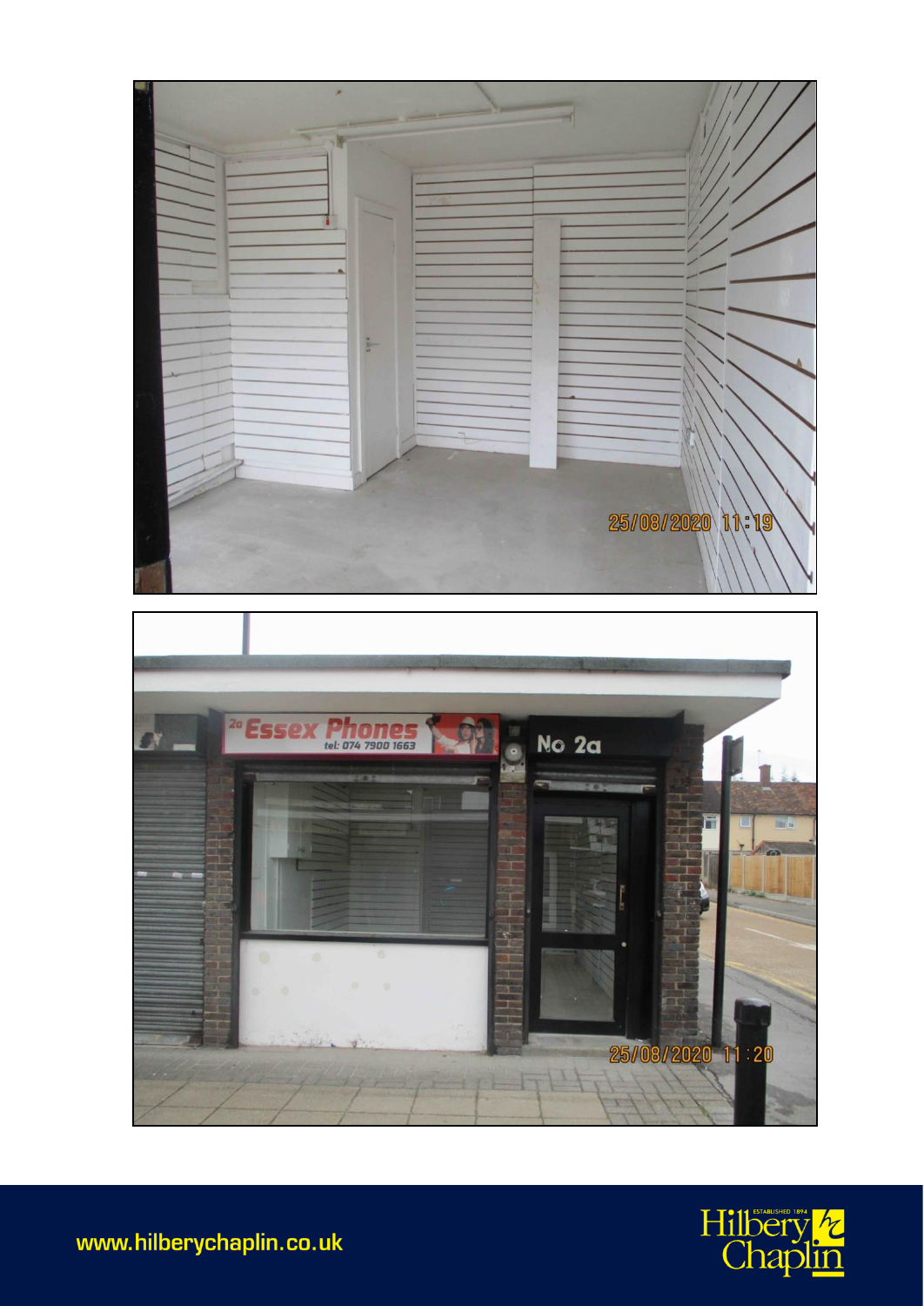www.hilberychaplin.co.uk